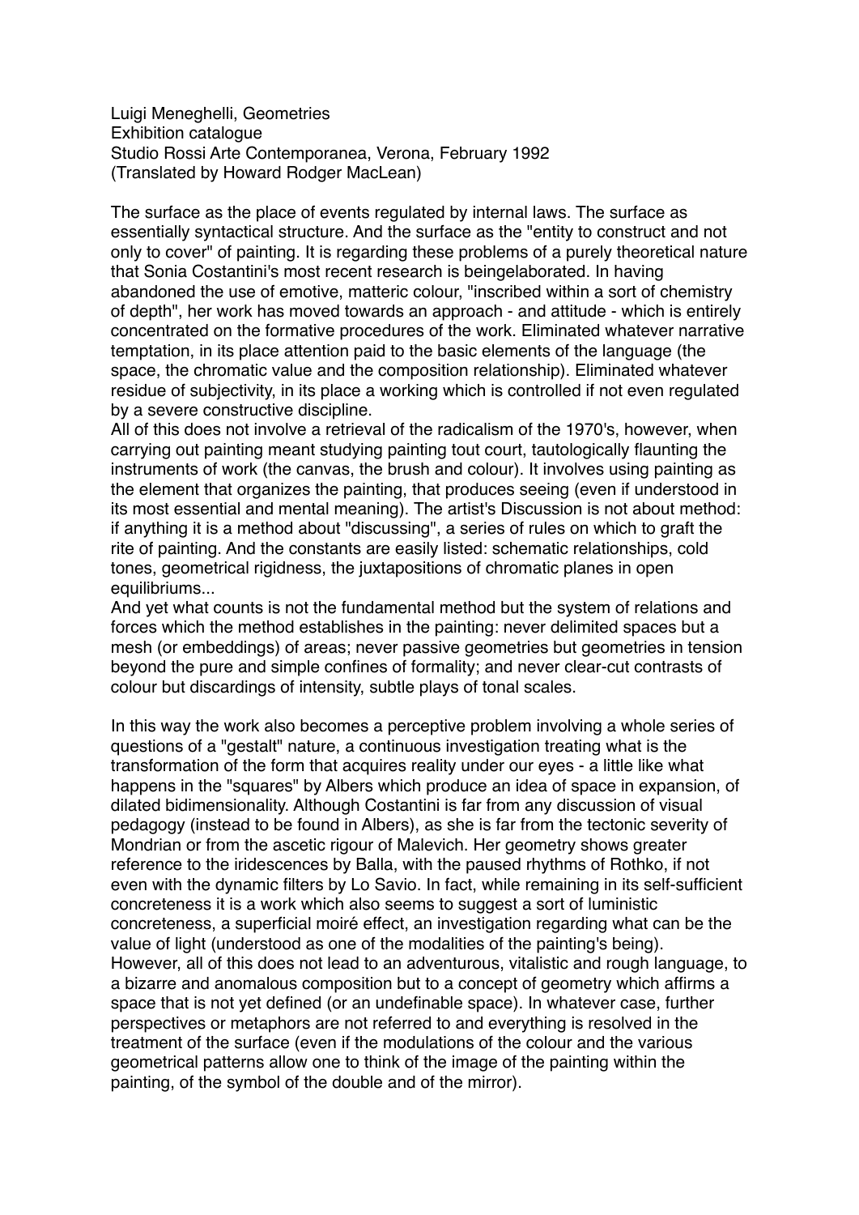Luigi Meneghelli, Geometries
Exhibition catalogue
Studio Rossi Arte Contemporanea, Verona, February 1992
(Translated by Howard Rodger MacLean)

The surface as the place of events regulated by internal laws. The surface as essentially syntactical structure. And the surface as the "entity to construct and not only to cover" of painting. It is regarding these problems of a purely theoretical nature that Sonia Costantini's most recent research is beingelaborated. In having abandoned the use of emotive, matteric colour, "inscribed within a sort of chemistry of depth", her work has moved towards an approach - and attitude - which is entirely concentrated on the formative procedures of the work. Eliminated whatever narrative temptation, in its place attention paid to the basic elements of the language (the space, the chromatic value and the composition relationship). Eliminated whatever residue of subjectivity, in its place a working which is controlled if not even regulated by a severe constructive discipline.
All of this does not involve a retrieval of the radicalism of the 1970's, however, when carrying out painting meant studying painting tout court, tautologically flaunting the instruments of work (the canvas, the brush and colour). It involves using painting as the element that organizes the painting, that produces seeing (even if understood in its most essential and mental meaning). The artist's Discussion is not about method: if anything it is a method about "discussing", a series of rules on which to graft the rite of painting. And the constants are easily listed: schematic relationships, cold tones, geometrical rigidness, the juxtapositions of chromatic planes in open equilibriums...
And yet what counts is not the fundamental method but the system of relations and forces which the method establishes in the painting: never delimited spaces but a mesh (or embeddings) of areas; never passive geometries but geometries in tension beyond the pure and simple confines of formality; and never clear-cut contrasts of colour but discardings of intensity, subtle plays of tonal scales.

In this way the work also becomes a perceptive problem involving a whole series of questions of a "gestalt" nature, a continuous investigation treating what is the transformation of the form that acquires reality under our eyes - a little like what happens in the "squares" by Albers which produce an idea of space in expansion, of dilated bidimensionality. Although Costantini is far from any discussion of visual pedagogy (instead to be found in Albers), as she is far from the tectonic severity of Mondrian or from the ascetic rigour of Malevich. Her geometry shows greater reference to the iridescences by Balla, with the paused rhythms of Rothko, if not even with the dynamic filters by Lo Savio. In fact, while remaining in its self-sufficient concreteness it is a work which also seems to suggest a sort of luministic concreteness, a superficial moiré effect, an investigation regarding what can be the value of light (understood as one of the modalities of the painting's being).
However, all of this does not lead to an adventurous, vitalistic and rough language, to a bizarre and anomalous composition but to a concept of geometry which affirms a space that is not yet defined (or an undefinable space). In whatever case, further perspectives or metaphors are not referred to and everything is resolved in the treatment of the surface (even if the modulations of the colour and the various geometrical patterns allow one to think of the image of the painting within the painting, of the symbol of the double and of the mirror).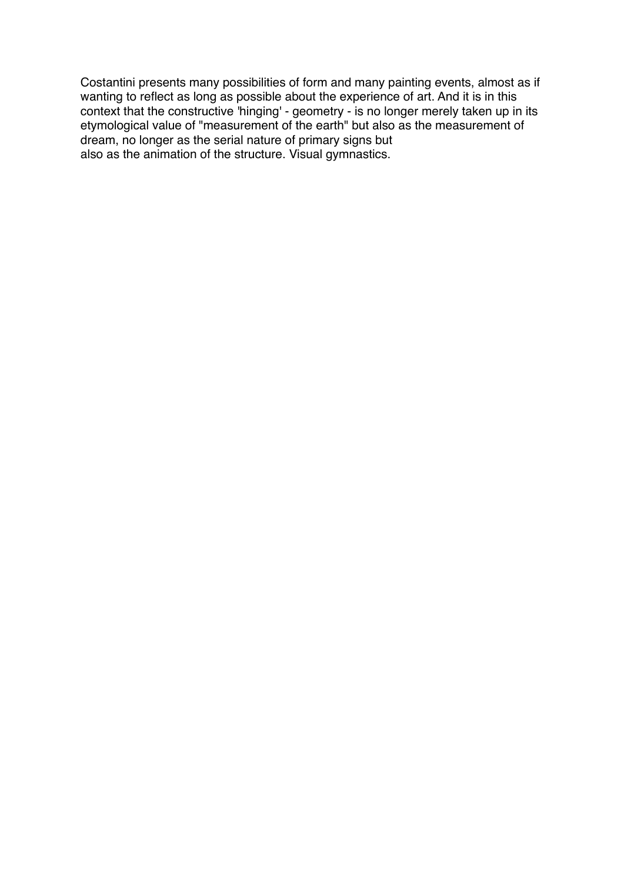Costantini presents many possibilities of form and many painting events, almost as if wanting to reflect as long as possible about the experience of art. And it is in this context that the constructive 'hinging' - geometry - is no longer merely taken up in its etymological value of "measurement of the earth" but also as the measurement of dream, no longer as the serial nature of primary signs but also as the animation of the structure. Visual gymnastics.